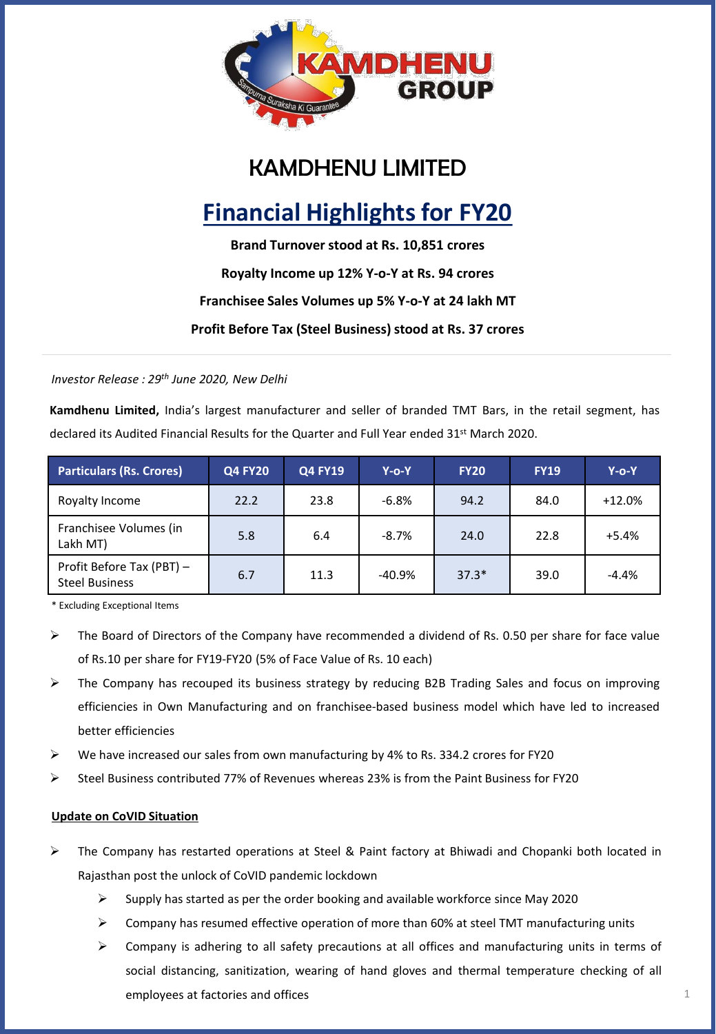KAMDHENU GROUP

Sampurna Suraksha Ki Guarantee

# KAMDHENU LIMITED

## Financial Highlights for FY20

**Brand Turnover stood at Rs. 10,851 crores**

**Royalty Income up 12% Y-o-Y at Rs. 94 crores**

**Franchisee Sales Volumes up 5% Y-o-Y at 24 lakh MT**

**Profit Before Tax (Steel Business) stood at Rs. 37 crores**

---

*Investor Release : 29th June 2020, New Delhi*

**Kamdhenu Limited,** India's largest manufacturer and seller of branded TMT Bars, in the retail segment, has declared its Audited Financial Results for the Quarter and Full Year ended 31st March 2020.

| Particulars (Rs. Crores) | Q4 FY20 | Q4 FY19 | Y-o-Y | FY20 | FY19 | Y-o-Y |
|---|---|---|---|---|---|---|
| Royalty Income | 22.2 | 23.8 | -6.8% | 94.2 | 84.0 | +12.0% |
| Franchisee Volumes (in Lakh MT) | 5.8 | 6.4 | -8.7% | 24.0 | 22.8 | +5.4% |
| Profit Before Tax (PBT) – Steel Business | 6.7 | 11.3 | -40.9% | 37.3* | 39.0 | -4.4% |

\* Excluding Exceptional Items

- The Board of Directors of the Company have recommended a dividend of Rs. 0.50 per share for face value of Rs.10 per share for FY19-FY20 (5% of Face Value of Rs. 10 each)
- The Company has recouped its business strategy by reducing B2B Trading Sales and focus on improving efficiencies in Own Manufacturing and on franchisee-based business model which have led to increased better efficiencies
- We have increased our sales from own manufacturing by 4% to Rs. 334.2 crores for FY20
- Steel Business contributed 77% of Revenues whereas 23% is from the Paint Business for FY20

**Update on CoVID Situation**

- The Company has restarted operations at Steel & Paint factory at Bhiwadi and Chopanki both located in Rajasthan post the unlock of CoVID pandemic lockdown
  - Supply has started as per the order booking and available workforce since May 2020
  - Company has resumed effective operation of more than 60% at steel TMT manufacturing units
  - Company is adhering to all safety precautions at all offices and manufacturing units in terms of social distancing, sanitization, wearing of hand gloves and thermal temperature checking of all employees at factories and offices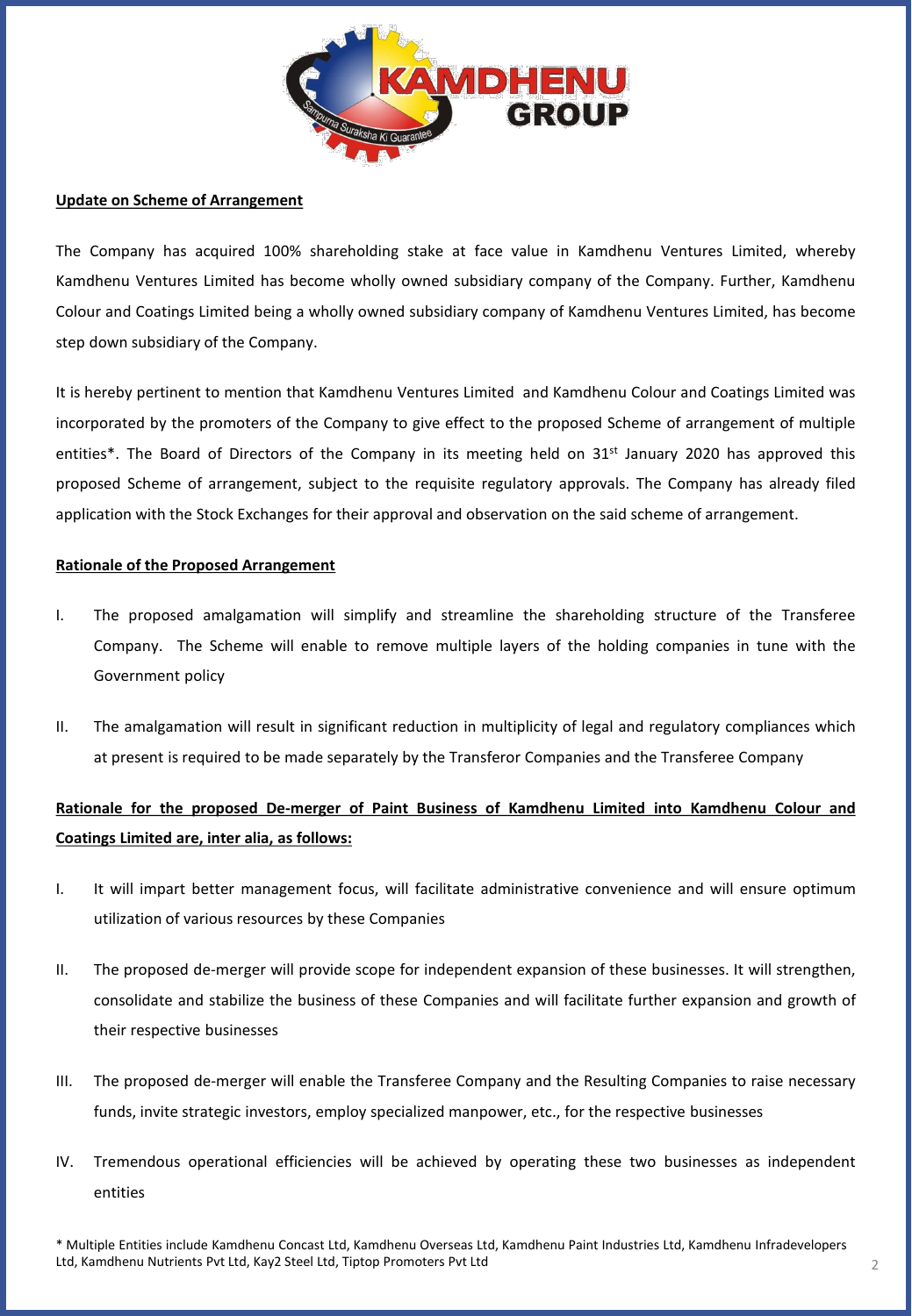**Update on Scheme of Arrangement**

The Company has acquired 100% shareholding stake at face value in Kamdhenu Ventures Limited, whereby Kamdhenu Ventures Limited has become wholly owned subsidiary company of the Company. Further, Kamdhenu Colour and Coatings Limited being a wholly owned subsidiary company of Kamdhenu Ventures Limited, has become step down subsidiary of the Company.

It is hereby pertinent to mention that Kamdhenu Ventures Limited and Kamdhenu Colour and Coatings Limited was incorporated by the promoters of the Company to give effect to the proposed Scheme of arrangement of multiple entities*. The Board of Directors of the Company in its meeting held on 31st January 2020 has approved this proposed Scheme of arrangement, subject to the requisite regulatory approvals. The Company has already filed application with the Stock Exchanges for their approval and observation on the said scheme of arrangement.

**Rationale of the Proposed Arrangement**

I. The proposed amalgamation will simplify and streamline the shareholding structure of the Transferee Company. The Scheme will enable to remove multiple layers of the holding companies in tune with the Government policy

II. The amalgamation will result in significant reduction in multiplicity of legal and regulatory compliances which at present is required to be made separately by the Transferor Companies and the Transferee Company

**Rationale for the proposed De-merger of Paint Business of Kamdhenu Limited into Kamdhenu Colour and Coatings Limited are, inter alia, as follows:**

I. It will impart better management focus, will facilitate administrative convenience and will ensure optimum utilization of various resources by these Companies

II. The proposed de-merger will provide scope for independent expansion of these businesses. It will strengthen, consolidate and stabilize the business of these Companies and will facilitate further expansion and growth of their respective businesses

III. The proposed de-merger will enable the Transferee Company and the Resulting Companies to raise necessary funds, invite strategic investors, employ specialized manpower, etc., for the respective businesses

IV. Tremendous operational efficiencies will be achieved by operating these two businesses as independent entities

\* Multiple Entities include Kamdhenu Concast Ltd, Kamdhenu Overseas Ltd, Kamdhenu Paint Industries Ltd, Kamdhenu Infradevelopers Ltd, Kamdhenu Nutrients Pvt Ltd, Kay2 Steel Ltd, Tiptop Promoters Pvt Ltd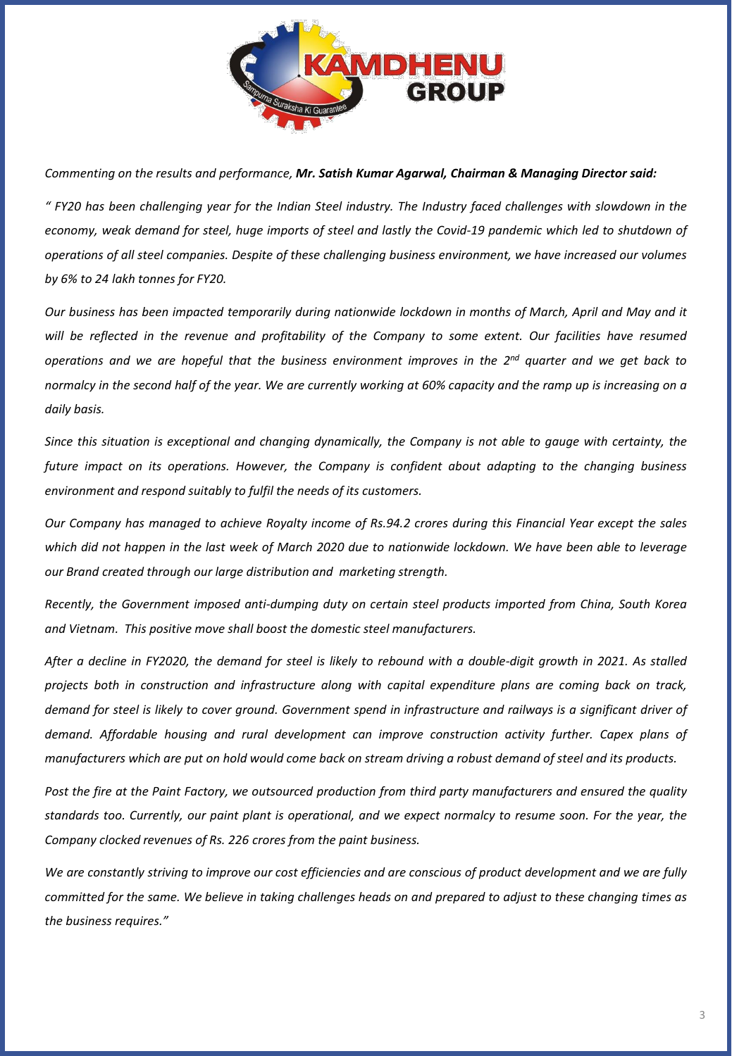*Commenting on the results and performance, **Mr. Satish Kumar Agarwal, Chairman & Managing Director said:***

*" FY20 has been challenging year for the Indian Steel industry. The Industry faced challenges with slowdown in the economy, weak demand for steel, huge imports of steel and lastly the Covid-19 pandemic which led to shutdown of operations of all steel companies. Despite of these challenging business environment, we have increased our volumes by 6% to 24 lakh tonnes for FY20.*

*Our business has been impacted temporarily during nationwide lockdown in months of March, April and May and it will be reflected in the revenue and profitability of the Company to some extent. Our facilities have resumed operations and we are hopeful that the business environment improves in the 2nd quarter and we get back to normalcy in the second half of the year. We are currently working at 60% capacity and the ramp up is increasing on a daily basis.*

*Since this situation is exceptional and changing dynamically, the Company is not able to gauge with certainty, the future impact on its operations. However, the Company is confident about adapting to the changing business environment and respond suitably to fulfil the needs of its customers.*

*Our Company has managed to achieve Royalty income of Rs.94.2 crores during this Financial Year except the sales which did not happen in the last week of March 2020 due to nationwide lockdown. We have been able to leverage our Brand created through our large distribution and marketing strength.*

*Recently, the Government imposed anti-dumping duty on certain steel products imported from China, South Korea and Vietnam. This positive move shall boost the domestic steel manufacturers.*

*After a decline in FY2020, the demand for steel is likely to rebound with a double-digit growth in 2021. As stalled projects both in construction and infrastructure along with capital expenditure plans are coming back on track, demand for steel is likely to cover ground. Government spend in infrastructure and railways is a significant driver of demand. Affordable housing and rural development can improve construction activity further. Capex plans of manufacturers which are put on hold would come back on stream driving a robust demand of steel and its products.*

*Post the fire at the Paint Factory, we outsourced production from third party manufacturers and ensured the quality standards too. Currently, our paint plant is operational, and we expect normalcy to resume soon. For the year, the Company clocked revenues of Rs. 226 crores from the paint business.*

*We are constantly striving to improve our cost efficiencies and are conscious of product development and we are fully committed for the same. We believe in taking challenges heads on and prepared to adjust to these changing times as the business requires."*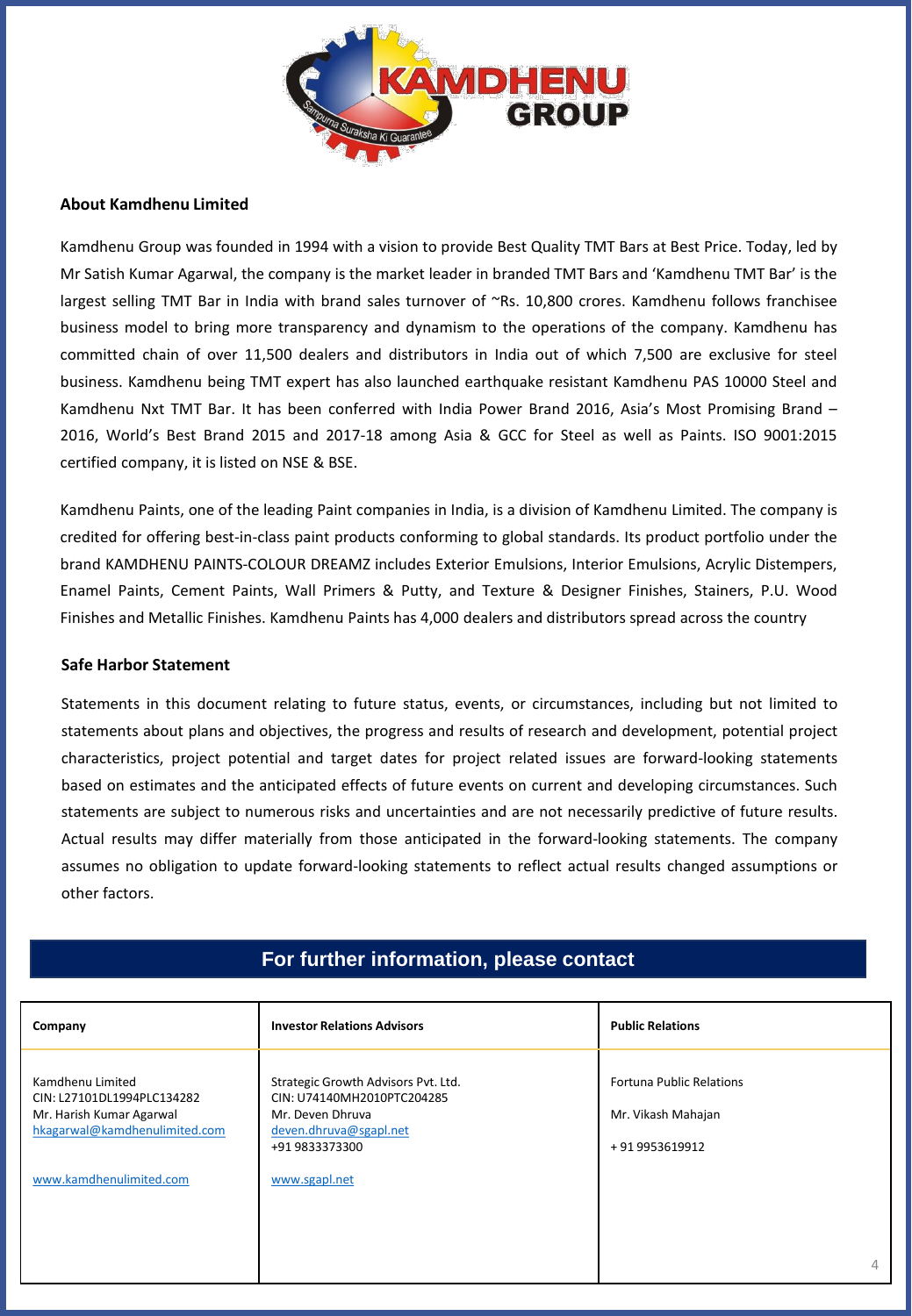## About Kamdhenu Limited

Kamdhenu Group was founded in 1994 with a vision to provide Best Quality TMT Bars at Best Price. Today, led by Mr Satish Kumar Agarwal, the company is the market leader in branded TMT Bars and 'Kamdhenu TMT Bar' is the largest selling TMT Bar in India with brand sales turnover of ~Rs. 10,800 crores. Kamdhenu follows franchisee business model to bring more transparency and dynamism to the operations of the company. Kamdhenu has committed chain of over 11,500 dealers and distributors in India out of which 7,500 are exclusive for steel business. Kamdhenu being TMT expert has also launched earthquake resistant Kamdhenu PAS 10000 Steel and Kamdhenu Nxt TMT Bar. It has been conferred with India Power Brand 2016, Asia's Most Promising Brand – 2016, World's Best Brand 2015 and 2017-18 among Asia & GCC for Steel as well as Paints. ISO 9001:2015 certified company, it is listed on NSE & BSE.

Kamdhenu Paints, one of the leading Paint companies in India, is a division of Kamdhenu Limited. The company is credited for offering best-in-class paint products conforming to global standards. Its product portfolio under the brand KAMDHENU PAINTS-COLOUR DREAMZ includes Exterior Emulsions, Interior Emulsions, Acrylic Distempers, Enamel Paints, Cement Paints, Wall Primers & Putty, and Texture & Designer Finishes, Stainers, P.U. Wood Finishes and Metallic Finishes. Kamdhenu Paints has 4,000 dealers and distributors spread across the country

## Safe Harbor Statement

Statements in this document relating to future status, events, or circumstances, including but not limited to statements about plans and objectives, the progress and results of research and development, potential project characteristics, project potential and target dates for project related issues are forward-looking statements based on estimates and the anticipated effects of future events on current and developing circumstances. Such statements are subject to numerous risks and uncertainties and are not necessarily predictive of future results. Actual results may differ materially from those anticipated in the forward-looking statements. The company assumes no obligation to update forward-looking statements to reflect actual results changed assumptions or other factors.

## For further information, please contact

| Company | Investor Relations Advisors | Public Relations |
|---|---|---|
| Kamdhenu Limited<br>CIN: L27101DL1994PLC134282<br>Mr. Harish Kumar Agarwal<br>hkagarwal@kamdhenulimited.com<br><br>www.kamdhenulimited.com | Strategic Growth Advisors Pvt. Ltd.<br>CIN: U74140MH2010PTC204285<br>Mr. Deven Dhruva<br>deven.dhruva@sgapl.net<br>+91 9833373300<br><br>www.sgapl.net | Fortuna Public Relations<br><br>Mr. Vikash Mahajan<br><br>+ 91 9953619912 |